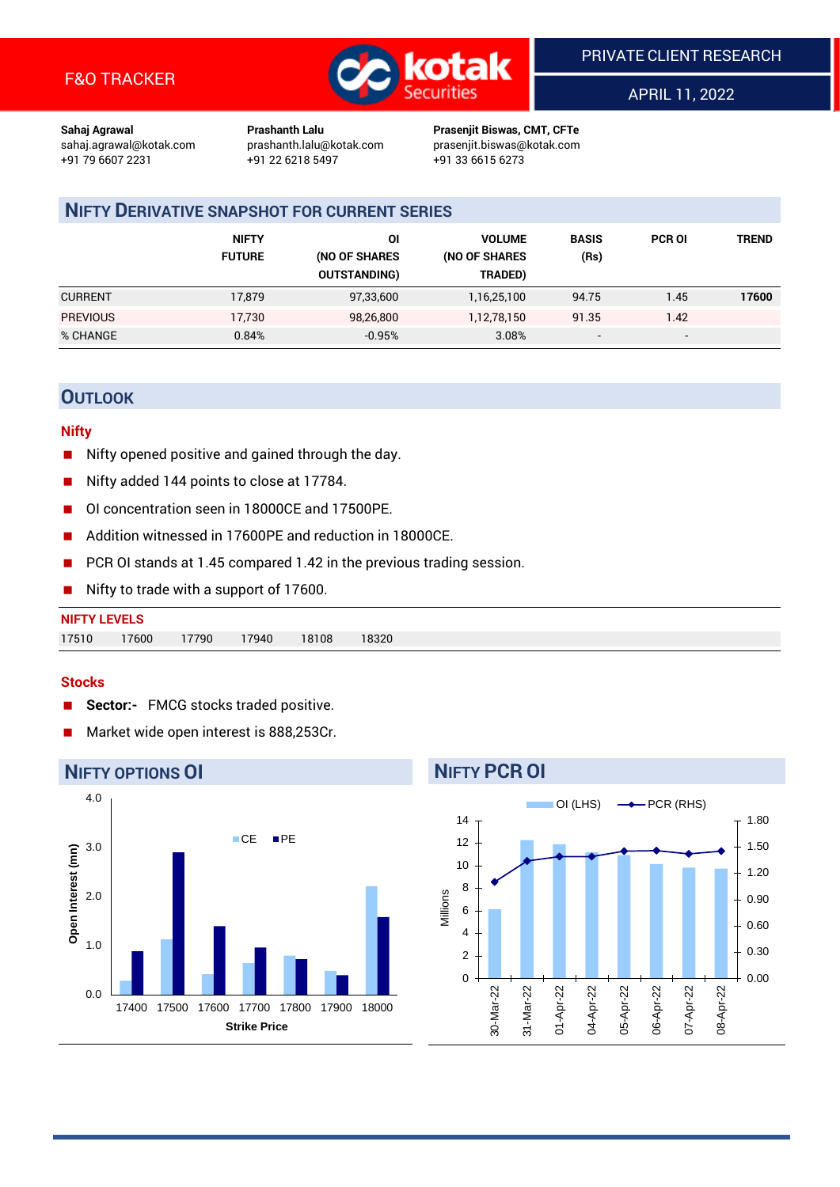F&O TRACKER

PRIVATE CLIENT RESEARCH

APRIL 11, 2022

**Sahaj Agrawal**
sahaj.agrawal@kotak.com
+91 79 6607 2231

**Prashanth Lalu**
prashanth.lalu@kotak.com
+91 22 6218 5497

**Prasenjit Biswas, CMT, CFTe**
prasenjit.biswas@kotak.com
+91 33 6615 6273

## NIFTY DERIVATIVE SNAPSHOT FOR CURRENT SERIES

| | NIFTY FUTURE | OI (NO OF SHARES OUTSTANDING) | VOLUME (NO OF SHARES TRADED) | BASIS (Rs) | PCR OI | TREND |
|---|---|---|---|---|---|---|
| CURRENT | 17,879 | 97,33,600 | 1,16,25,100 | 94.75 | 1.45 | **17600** |
| PREVIOUS | 17,730 | 98,26,800 | 1,12,78,150 | 91.35 | 1.42 | |
| % CHANGE | 0.84% | -0.95% | 3.08% | - | - | |

## OUTLOOK

### Nifty

- Nifty opened positive and gained through the day.
- Nifty added 144 points to close at 17784.
- OI concentration seen in 18000CE and 17500PE.
- Addition witnessed in 17600PE and reduction in 18000CE.
- PCR OI stands at 1.45 compared 1.42 in the previous trading session.
- Nifty to trade with a support of 17600.

**NIFTY LEVELS**

| 17510 | 17600 | 17790 | 17940 | 18108 | 18320 |
|---|---|---|---|---|---|

### Stocks

- **Sector:-** FMCG stocks traded positive.
- Market wide open interest is 888,253Cr.

## NIFTY OPTIONS OI

## NIFTY PCR OI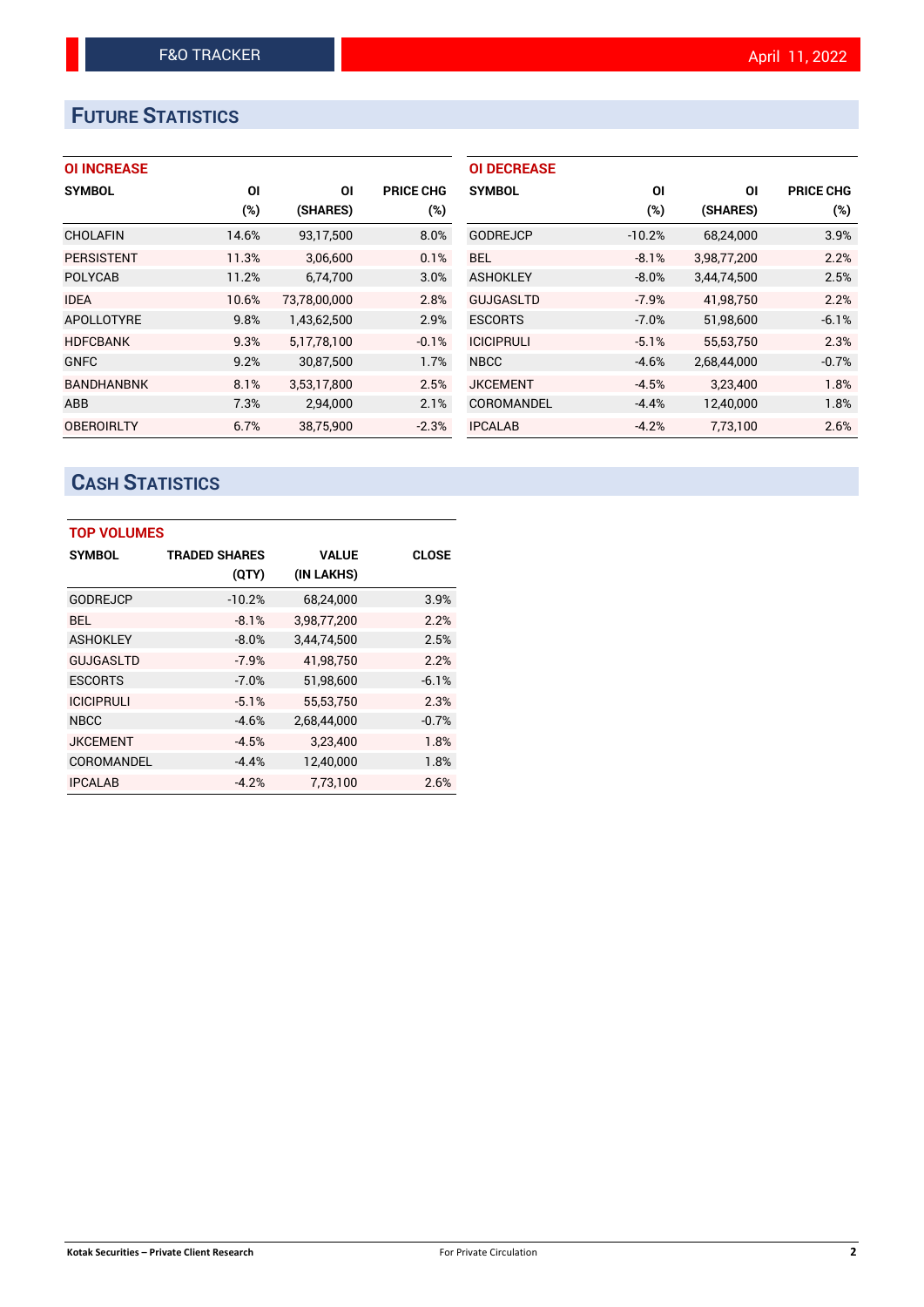## Future Statistics

### OI INCREASE

| SYMBOL | OI (%) | OI (SHARES) | PRICE CHG (%) |
|---|---|---|---|
| CHOLAFIN | 14.6% | 93,17,500 | 8.0% |
| PERSISTENT | 11.3% | 3,06,600 | 0.1% |
| POLYCAB | 11.2% | 6,74,700 | 3.0% |
| IDEA | 10.6% | 73,78,00,000 | 2.8% |
| APOLLOTYRE | 9.8% | 1,43,62,500 | 2.9% |
| HDFCBANK | 9.3% | 5,17,78,100 | -0.1% |
| GNFC | 9.2% | 30,87,500 | 1.7% |
| BANDHANBNK | 8.1% | 3,53,17,800 | 2.5% |
| ABB | 7.3% | 2,94,000 | 2.1% |
| OBEROIRLTY | 6.7% | 38,75,900 | -2.3% |

### OI DECREASE

| SYMBOL | OI (%) | OI (SHARES) | PRICE CHG (%) |
|---|---|---|---|
| GODREJCP | -10.2% | 68,24,000 | 3.9% |
| BEL | -8.1% | 3,98,77,200 | 2.2% |
| ASHOKLEY | -8.0% | 3,44,74,500 | 2.5% |
| GUJGASLTD | -7.9% | 41,98,750 | 2.2% |
| ESCORTS | -7.0% | 51,98,600 | -6.1% |
| ICICIPRULI | -5.1% | 55,53,750 | 2.3% |
| NBCC | -4.6% | 2,68,44,000 | -0.7% |
| JKCEMENT | -4.5% | 3,23,400 | 1.8% |
| COROMANDEL | -4.4% | 12,40,000 | 1.8% |
| IPCALAB | -4.2% | 7,73,100 | 2.6% |

## Cash Statistics

### TOP VOLUMES

| SYMBOL | TRADED SHARES (QTY) | VALUE (IN LAKHS) | CLOSE |
|---|---|---|---|
| GODREJCP | -10.2% | 68,24,000 | 3.9% |
| BEL | -8.1% | 3,98,77,200 | 2.2% |
| ASHOKLEY | -8.0% | 3,44,74,500 | 2.5% |
| GUJGASLTD | -7.9% | 41,98,750 | 2.2% |
| ESCORTS | -7.0% | 51,98,600 | -6.1% |
| ICICIPRULI | -5.1% | 55,53,750 | 2.3% |
| NBCC | -4.6% | 2,68,44,000 | -0.7% |
| JKCEMENT | -4.5% | 3,23,400 | 1.8% |
| COROMANDEL | -4.4% | 12,40,000 | 1.8% |
| IPCALAB | -4.2% | 7,73,100 | 2.6% |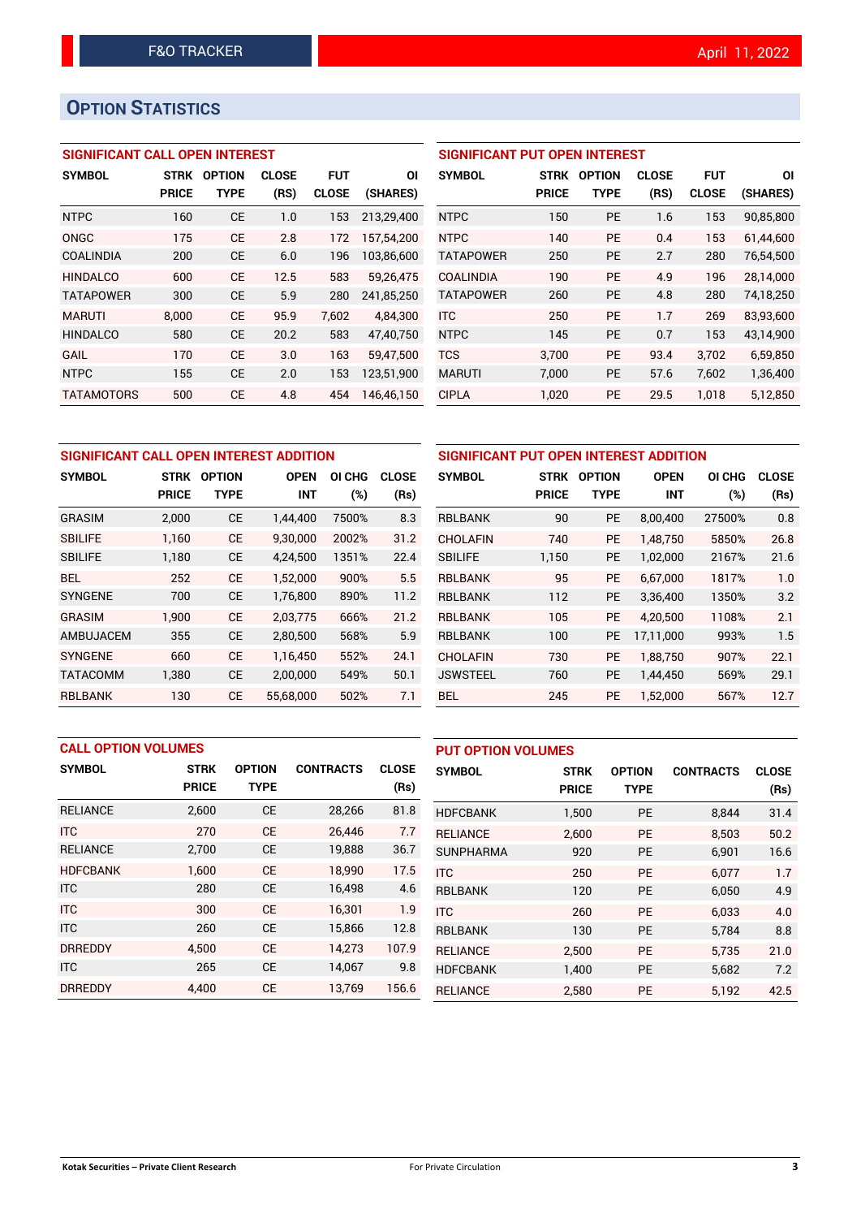## OPTION STATISTICS

### SIGNIFICANT CALL OPEN INTEREST

| SYMBOL | STRK PRICE | OPTION TYPE | CLOSE (RS) | FUT CLOSE | OI (SHARES) |
|---|---|---|---|---|---|
| NTPC | 160 | CE | 1.0 | 153 | 213,29,400 |
| ONGC | 175 | CE | 2.8 | 172 | 157,54,200 |
| COALINDIA | 200 | CE | 6.0 | 196 | 103,86,600 |
| HINDALCO | 600 | CE | 12.5 | 583 | 59,26,475 |
| TATAPOWER | 300 | CE | 5.9 | 280 | 241,85,250 |
| MARUTI | 8,000 | CE | 95.9 | 7,602 | 4,84,300 |
| HINDALCO | 580 | CE | 20.2 | 583 | 47,40,750 |
| GAIL | 170 | CE | 3.0 | 163 | 59,47,500 |
| NTPC | 155 | CE | 2.0 | 153 | 123,51,900 |
| TATAMOTORS | 500 | CE | 4.8 | 454 | 146,46,150 |

### SIGNIFICANT PUT OPEN INTEREST

| SYMBOL | STRK PRICE | OPTION TYPE | CLOSE (RS) | FUT CLOSE | OI (SHARES) |
|---|---|---|---|---|---|
| NTPC | 150 | PE | 1.6 | 153 | 90,85,800 |
| NTPC | 140 | PE | 0.4 | 153 | 61,44,600 |
| TATAPOWER | 250 | PE | 2.7 | 280 | 76,54,500 |
| COALINDIA | 190 | PE | 4.9 | 196 | 28,14,000 |
| TATAPOWER | 260 | PE | 4.8 | 280 | 74,18,250 |
| ITC | 250 | PE | 1.7 | 269 | 83,93,600 |
| NTPC | 145 | PE | 0.7 | 153 | 43,14,900 |
| TCS | 3,700 | PE | 93.4 | 3,702 | 6,59,850 |
| MARUTI | 7,000 | PE | 57.6 | 7,602 | 1,36,400 |
| CIPLA | 1,020 | PE | 29.5 | 1,018 | 5,12,850 |

### SIGNIFICANT CALL OPEN INTEREST ADDITION

| SYMBOL | STRK PRICE | OPTION TYPE | OPEN INT | OI CHG (%) | CLOSE (Rs) |
|---|---|---|---|---|---|
| GRASIM | 2,000 | CE | 1,44,400 | 7500% | 8.3 |
| SBILIFE | 1,160 | CE | 9,30,000 | 2002% | 31.2 |
| SBILIFE | 1,180 | CE | 4,24,500 | 1351% | 22.4 |
| BEL | 252 | CE | 1,52,000 | 900% | 5.5 |
| SYNGENE | 700 | CE | 1,76,800 | 890% | 11.2 |
| GRASIM | 1,900 | CE | 2,03,775 | 666% | 21.2 |
| AMBUJACEM | 355 | CE | 2,80,500 | 568% | 5.9 |
| SYNGENE | 660 | CE | 1,16,450 | 552% | 24.1 |
| TATACOMM | 1,380 | CE | 2,00,000 | 549% | 50.1 |
| RBLBANK | 130 | CE | 55,68,000 | 502% | 7.1 |

### SIGNIFICANT PUT OPEN INTEREST ADDITION

| SYMBOL | STRK PRICE | OPTION TYPE | OPEN INT | OI CHG (%) | CLOSE (Rs) |
|---|---|---|---|---|---|
| RBLBANK | 90 | PE | 8,00,400 | 27500% | 0.8 |
| CHOLAFIN | 740 | PE | 1,48,750 | 5850% | 26.8 |
| SBILIFE | 1,150 | PE | 1,02,000 | 2167% | 21.6 |
| RBLBANK | 95 | PE | 6,67,000 | 1817% | 1.0 |
| RBLBANK | 112 | PE | 3,36,400 | 1350% | 3.2 |
| RBLBANK | 105 | PE | 4,20,500 | 1108% | 2.1 |
| RBLBANK | 100 | PE | 17,11,000 | 993% | 1.5 |
| CHOLAFIN | 730 | PE | 1,88,750 | 907% | 22.1 |
| JSWSTEEL | 760 | PE | 1,44,450 | 569% | 29.1 |
| BEL | 245 | PE | 1,52,000 | 567% | 12.7 |

### CALL OPTION VOLUMES

| SYMBOL | STRK PRICE | OPTION TYPE | CONTRACTS | CLOSE (Rs) |
|---|---|---|---|---|
| RELIANCE | 2,600 | CE | 28,266 | 81.8 |
| ITC | 270 | CE | 26,446 | 7.7 |
| RELIANCE | 2,700 | CE | 19,888 | 36.7 |
| HDFCBANK | 1,600 | CE | 18,990 | 17.5 |
| ITC | 280 | CE | 16,498 | 4.6 |
| ITC | 300 | CE | 16,301 | 1.9 |
| ITC | 260 | CE | 15,866 | 12.8 |
| DRREDDY | 4,500 | CE | 14,273 | 107.9 |
| ITC | 265 | CE | 14,067 | 9.8 |
| DRREDDY | 4,400 | CE | 13,769 | 156.6 |

### PUT OPTION VOLUMES

| SYMBOL | STRK PRICE | OPTION TYPE | CONTRACTS | CLOSE (Rs) |
|---|---|---|---|---|
| HDFCBANK | 1,500 | PE | 8,844 | 31.4 |
| RELIANCE | 2,600 | PE | 8,503 | 50.2 |
| SUNPHARMA | 920 | PE | 6,901 | 16.6 |
| ITC | 250 | PE | 6,077 | 1.7 |
| RBLBANK | 120 | PE | 6,050 | 4.9 |
| ITC | 260 | PE | 6,033 | 4.0 |
| RBLBANK | 130 | PE | 5,784 | 8.8 |
| RELIANCE | 2,500 | PE | 5,735 | 21.0 |
| HDFCBANK | 1,400 | PE | 5,682 | 7.2 |
| RELIANCE | 2,580 | PE | 5,192 | 42.5 |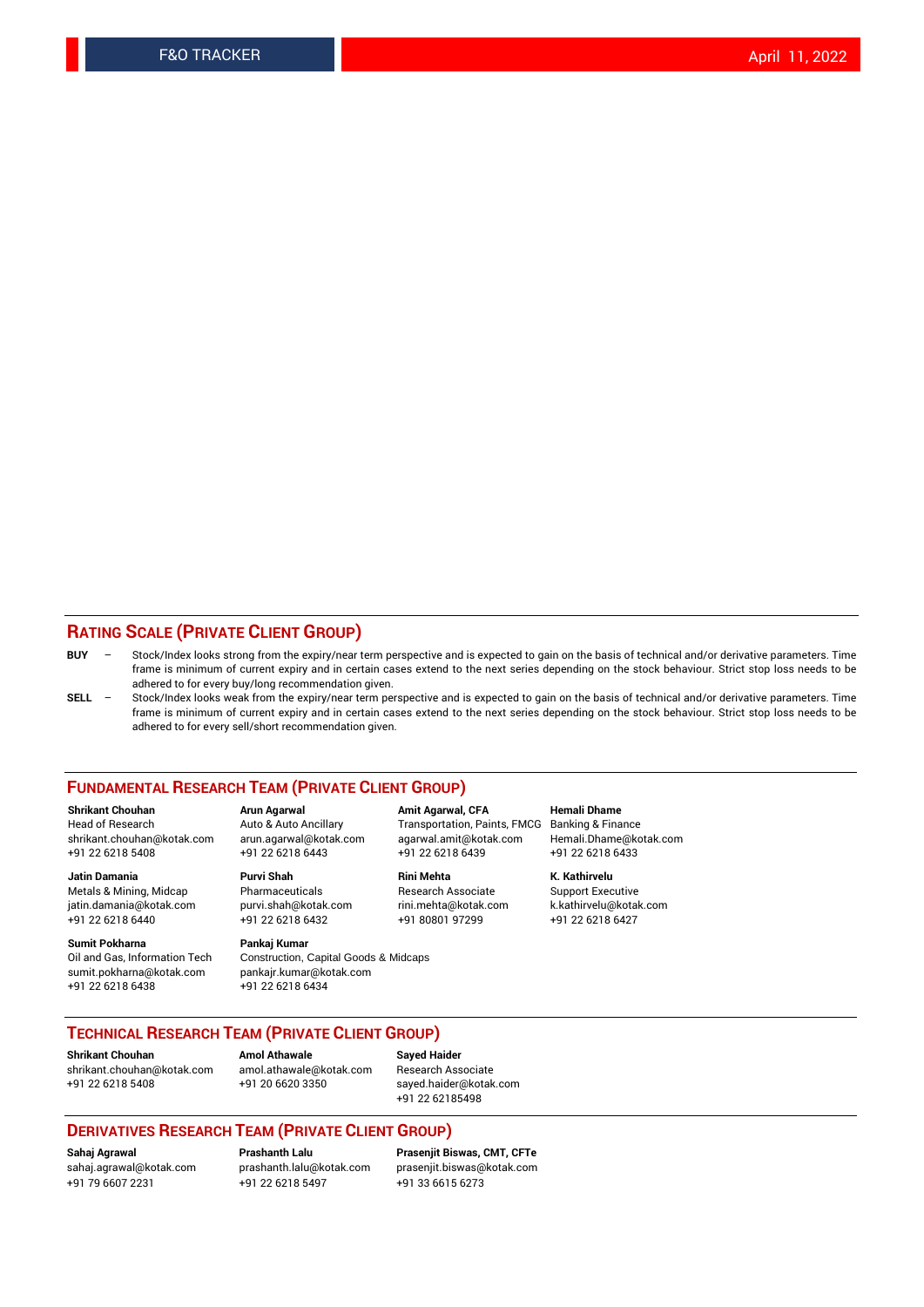## RATING SCALE (PRIVATE CLIENT GROUP)

**BUY** – Stock/Index looks strong from the expiry/near term perspective and is expected to gain on the basis of technical and/or derivative parameters. Time frame is minimum of current expiry and in certain cases extend to the next series depending on the stock behaviour. Strict stop loss needs to be adhered to for every buy/long recommendation given.

**SELL** – Stock/Index looks weak from the expiry/near term perspective and is expected to gain on the basis of technical and/or derivative parameters. Time frame is minimum of current expiry and in certain cases extend to the next series depending on the stock behaviour. Strict stop loss needs to be adhered to for every sell/short recommendation given.

## FUNDAMENTAL RESEARCH TEAM (PRIVATE CLIENT GROUP)

**Shrikant Chouhan**
Head of Research
shrikant.chouhan@kotak.com
+91 22 6218 5408

**Arun Agarwal**
Auto & Auto Ancillary
arun.agarwal@kotak.com
+91 22 6218 6443

**Amit Agarwal, CFA**
Transportation, Paints, FMCG
agarwal.amit@kotak.com
+91 22 6218 6439

**Hemali Dhame**
Banking & Finance
Hemali.Dhame@kotak.com
+91 22 6218 6433

**Jatin Damania**
Metals & Mining, Midcap
jatin.damania@kotak.com
+91 22 6218 6440

**Purvi Shah**
Pharmaceuticals
purvi.shah@kotak.com
+91 22 6218 6432

**Rini Mehta**
Research Associate
rini.mehta@kotak.com
+91 80801 97299

**K. Kathirvelu**
Support Executive
k.kathirvelu@kotak.com
+91 22 6218 6427

**Sumit Pokharna**
Oil and Gas, Information Tech
sumit.pokharna@kotak.com
+91 22 6218 6438

**Pankaj Kumar**
Construction, Capital Goods & Midcaps
pankajr.kumar@kotak.com
+91 22 6218 6434

## TECHNICAL RESEARCH TEAM (PRIVATE CLIENT GROUP)

**Shrikant Chouhan**
shrikant.chouhan@kotak.com
+91 22 6218 5408

**Amol Athawale**
amol.athawale@kotak.com
+91 20 6620 3350

**Sayed Haider**
Research Associate
sayed.haider@kotak.com
+91 22 62185498

## DERIVATIVES RESEARCH TEAM (PRIVATE CLIENT GROUP)

**Sahaj Agrawal**
sahaj.agrawal@kotak.com
+91 79 6607 2231

**Prashanth Lalu**
prashanth.lalu@kotak.com
+91 22 6218 5497

**Prasenjit Biswas, CMT, CFTe**
prasenjit.biswas@kotak.com
+91 33 6615 6273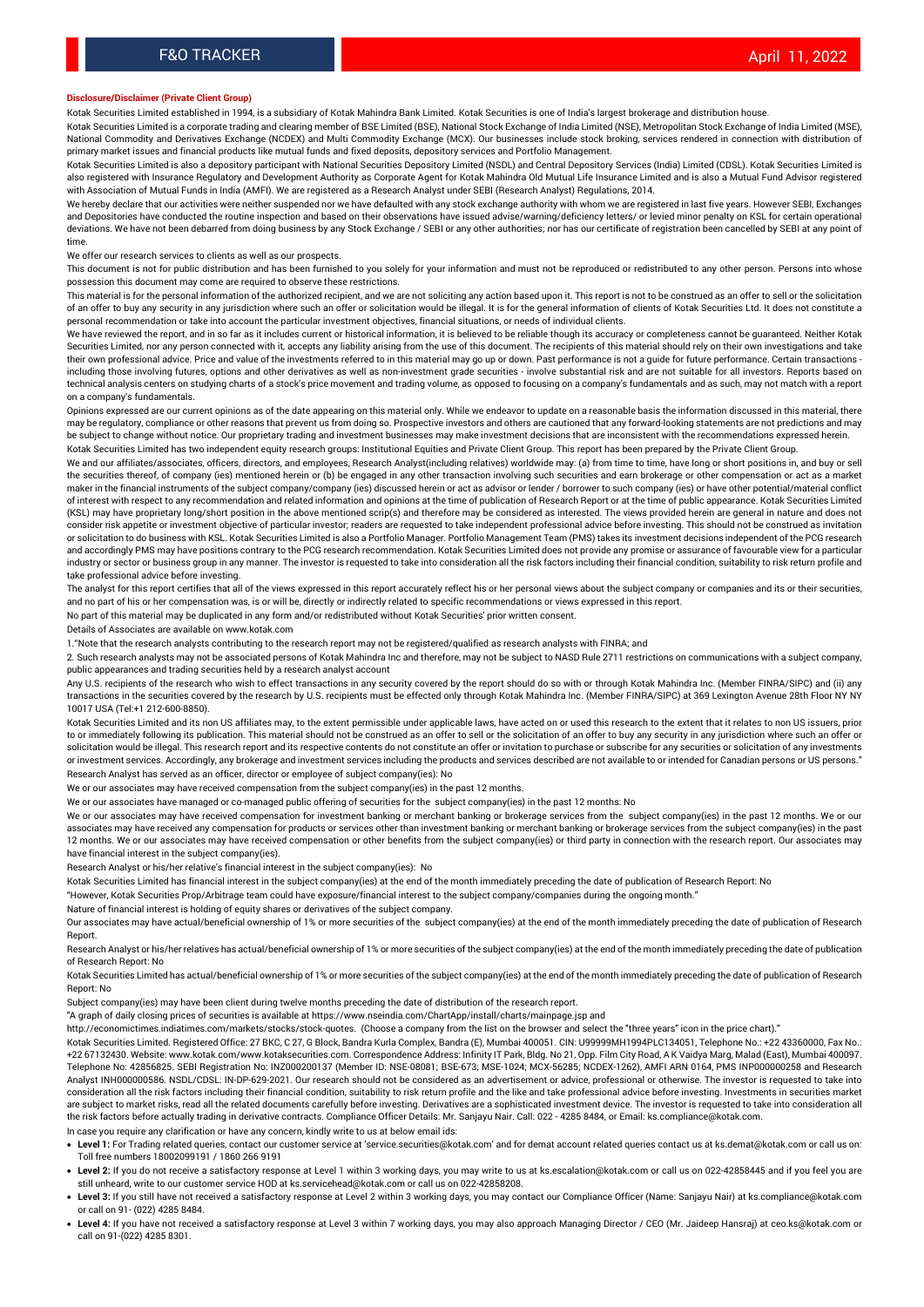**Disclosure/Disclaimer (Private Client Group)**

Kotak Securities Limited established in 1994, is a subsidiary of Kotak Mahindra Bank Limited. Kotak Securities is one of India's largest brokerage and distribution house.

Kotak Securities Limited is a corporate trading and clearing member of BSE Limited (BSE), National Stock Exchange of India Limited (NSE), Metropolitan Stock Exchange of India Limited (MSE), National Commodity and Derivatives Exchange (NCDEX) and Multi Commodity Exchange (MCX). Our businesses include stock broking, services rendered in connection with distribution of primary market issues and financial products like mutual funds and fixed deposits, depository services and Portfolio Management.

Kotak Securities Limited is also a depository participant with National Securities Depository Limited (NSDL) and Central Depository Services (India) Limited (CDSL). Kotak Securities Limited is also registered with Insurance Regulatory and Development Authority as Corporate Agent for Kotak Mahindra Old Mutual Life Insurance Limited and is also a Mutual Fund Advisor registered with Association of Mutual Funds in India (AMFI). We are registered as a Research Analyst under SEBI (Research Analyst) Regulations, 2014.

We hereby declare that our activities were neither suspended nor we have defaulted with any stock exchange authority with whom we are registered in last five years. However SEBI, Exchanges and Depositories have conducted the routine inspection and based on their observations have issued advise/warning/deficiency letters/ or levied minor penalty on KSL for certain operational deviations. We have not been debarred from doing business by any Stock Exchange / SEBI or any other authorities; nor has our certificate of registration been cancelled by SEBI at any point of time.

We offer our research services to clients as well as our prospects.

This document is not for public distribution and has been furnished to you solely for your information and must not be reproduced or redistributed to any other person. Persons into whose possession this document may come are required to observe these restrictions.

This material is for the personal information of the authorized recipient, and we are not soliciting any action based upon it. This report is not to be construed as an offer to sell or the solicitation of an offer to buy any security in any jurisdiction where such an offer or solicitation would be illegal. It is for the general information of clients of Kotak Securities Ltd. It does not constitute a personal recommendation or take into account the particular investment objectives, financial situations, or needs of individual clients.

We have reviewed the report, and in so far as it includes current or historical information, it is believed to be reliable though its accuracy or completeness cannot be guaranteed. Neither Kotak Securities Limited, nor any person connected with it, accepts any liability arising from the use of this document. The recipients of this material should rely on their own investigations and take their own professional advice. Price and value of the investments referred to in this material may go up or down. Past performance is not a guide for future performance. Certain transactions - including those involving futures, options and other derivatives as well as non-investment grade securities - involve substantial risk and are not suitable for all investors. Reports based on technical analysis centers on studying charts of a stock's price movement and trading volume, as opposed to focusing on a company's fundamentals and as such, may not match with a report on a company's fundamentals.

Opinions expressed are our current opinions as of the date appearing on this material only. While we endeavor to update on a reasonable basis the information discussed in this material, there may be regulatory, compliance or other reasons that prevent us from doing so. Prospective investors and others are cautioned that any forward-looking statements are not predictions and may be subject to change without notice. Our proprietary trading and investment businesses may make investment decisions that are inconsistent with the recommendations expressed herein.

Kotak Securities Limited has two independent equity research groups: Institutional Equities and Private Client Group. This report has been prepared by the Private Client Group.

We and our affiliates/associates, officers, directors, and employees, Research Analyst(including relatives) worldwide may: (a) from time to time, have long or short positions in, and buy or sell the securities thereof, of company (ies) mentioned herein or (b) be engaged in any other transaction involving such securities and earn brokerage or other compensation or act as a market maker in the financial instruments of the subject company/company (ies) discussed herein or act as advisor or lender / borrower to such company (ies) or have other potential/material conflict of interest with respect to any recommendation and related information and opinions at the time of publication of Research Report or at the time of public appearance. Kotak Securities Limited (KSL) may have proprietary long/short position in the above mentioned scrip(s) and therefore may be considered as interested. The views provided herein are general in nature and does not consider risk appetite or investment objective of particular investor; readers are requested to take independent professional advice before investing. This should not be construed as invitation or solicitation to do business with KSL. Kotak Securities Limited is also a Portfolio Manager. Portfolio Management Team (PMS) takes its investment decisions independent of the PCG research and accordingly PMS may have positions contrary to the PCG research recommendation. Kotak Securities Limited does not provide any promise or assurance of favourable view for a particular industry or sector or business group in any manner. The investor is requested to take into consideration all the risk factors including their financial condition, suitability to risk return profile and take professional advice before investing.

The analyst for this report certifies that all of the views expressed in this report accurately reflect his or her personal views about the subject company or companies and its or their securities, and no part of his or her compensation was, is or will be, directly or indirectly related to specific recommendations or views expressed in this report.

No part of this material may be duplicated in any form and/or redistributed without Kotak Securities' prior written consent.

Details of Associates are available on www.kotak.com

1."Note that the research analysts contributing to the research report may not be registered/qualified as research analysts with FINRA; and

2. Such research analysts may not be associated persons of Kotak Mahindra Inc and therefore, may not be subject to NASD Rule 2711 restrictions on communications with a subject company, public appearances and trading securities held by a research analyst account

Any U.S. recipients of the research who wish to effect transactions in any security covered by the report should do so with or through Kotak Mahindra Inc. (Member FINRA/SIPC) and (ii) any transactions in the securities covered by the research by U.S. recipients must be effected only through Kotak Mahindra Inc. (Member FINRA/SIPC) at 369 Lexington Avenue 28th Floor NY NY 10017 USA (Tel:+1 212-600-8850).

Kotak Securities Limited and its non US affiliates may, to the extent permissible under applicable laws, have acted on or used this research to the extent that it relates to non US issuers, prior to or immediately following its publication. This material should not be construed as an offer to sell or the solicitation of an offer to buy any security in any jurisdiction where such an offer or solicitation would be illegal. This research report and its respective contents do not constitute an offer or invitation to purchase or subscribe for any securities or solicitation of any investments or investment services. Accordingly, any brokerage and investment services including the products and services described are not available to or intended for Canadian persons or US persons."

Research Analyst has served as an officer, director or employee of subject company(ies): No

We or our associates may have received compensation from the subject company(ies) in the past 12 months.

We or our associates have managed or co-managed public offering of securities for the subject company(ies) in the past 12 months: No

We or our associates may have received compensation for investment banking or merchant banking or brokerage services from the subject company(ies) in the past 12 months. We or our associates may have received any compensation for products or services other than investment banking or merchant banking or brokerage services from the subject company(ies) in the past 12 months. We or our associates may have received compensation or other benefits from the subject company(ies) or third party in connection with the research report. Our associates may have financial interest in the subject company(ies).

Research Analyst or his/her relative's financial interest in the subject company(ies): No

Kotak Securities Limited has financial interest in the subject company(ies) at the end of the month immediately preceding the date of publication of Research Report: No

"However, Kotak Securities Prop/Arbitrage team could have exposure/financial interest to the subject company/companies during the ongoing month."

Nature of financial interest is holding of equity shares or derivatives of the subject company.

Our associates may have actual/beneficial ownership of 1% or more securities of the subject company(ies) at the end of the month immediately preceding the date of publication of Research Report.

Research Analyst or his/her relatives has actual/beneficial ownership of 1% or more securities of the subject company(ies) at the end of the month immediately preceding the date of publication of Research Report: No

Kotak Securities Limited has actual/beneficial ownership of 1% or more securities of the subject company(ies) at the end of the month immediately preceding the date of publication of Research Report: No

Subject company(ies) may have been client during twelve months preceding the date of distribution of the research report.

"A graph of daily closing prices of securities is available at https://www.nseindia.com/ChartApp/install/charts/mainpage.jsp and

http://economictimes.indiatimes.com/markets/stocks/stock-quotes. (Choose a company from the list on the browser and select the "three years" icon in the price chart)."

Kotak Securities Limited. Registered Office: 27 BKC, C 27, G Block, Bandra Kurla Complex, Bandra (E), Mumbai 400051. CIN: U99999MH1994PLC134051, Telephone No.: +22 43360000, Fax No.: +22 67132430. Website: www.kotak.com/www.kotaksecurities.com. Correspondence Address: Infinity IT Park, Bldg. No 21, Opp. Film City Road, A K Vaidya Marg, Malad (East), Mumbai 400097. Telephone No: 42856825. SEBI Registration No: INZ000200137 (Member ID: NSE-08081; BSE-673; MSE-1024; MCX-56285; NCDEX-1262), AMFI ARN 0164, PMS INP000000258 and Research Analyst INH000000586. NSDL/CDSL: IN-DP-629-2021. Our research should not be considered as an advertisement or advice, professional or otherwise. The investor is requested to take into consideration all the risk factors including their financial condition, suitability to risk return profile and the like and take professional advice before investing. Investments in securities market are subject to market risks, read all the related documents carefully before investing. Derivatives are a sophisticated investment device. The investor is requested to take into consideration all the risk factors before actually trading in derivative contracts. Compliance Officer Details: Mr. Sanjayu Nair. Call: 022 - 4285 8484, or Email: ks.compliance@kotak.com.

In case you require any clarification or have any concern, kindly write to us at below email ids:

- **Level 1:** For Trading related queries, contact our customer service at 'service.securities@kotak.com' and for demat account related queries contact us at ks.demat@kotak.com or call us on: Toll free numbers 18002099191 / 1860 266 9191
- **Level 2:** If you do not receive a satisfactory response at Level 1 within 3 working days, you may write to us at ks.escalation@kotak.com or call us on 022-42858445 and if you feel you are still unheard, write to our customer service HOD at ks.servicehead@kotak.com or call us on 022-42858208.
- **Level 3:** If you still have not received a satisfactory response at Level 2 within 3 working days, you may contact our Compliance Officer (Name: Sanjayu Nair) at ks.compliance@kotak.com or call on 91- (022) 4285 8484.
- **Level 4:** If you have not received a satisfactory response at Level 3 within 7 working days, you may also approach Managing Director / CEO (Mr. Jaideep Hansraj) at ceo.ks@kotak.com or call on 91-(022) 4285 8301.